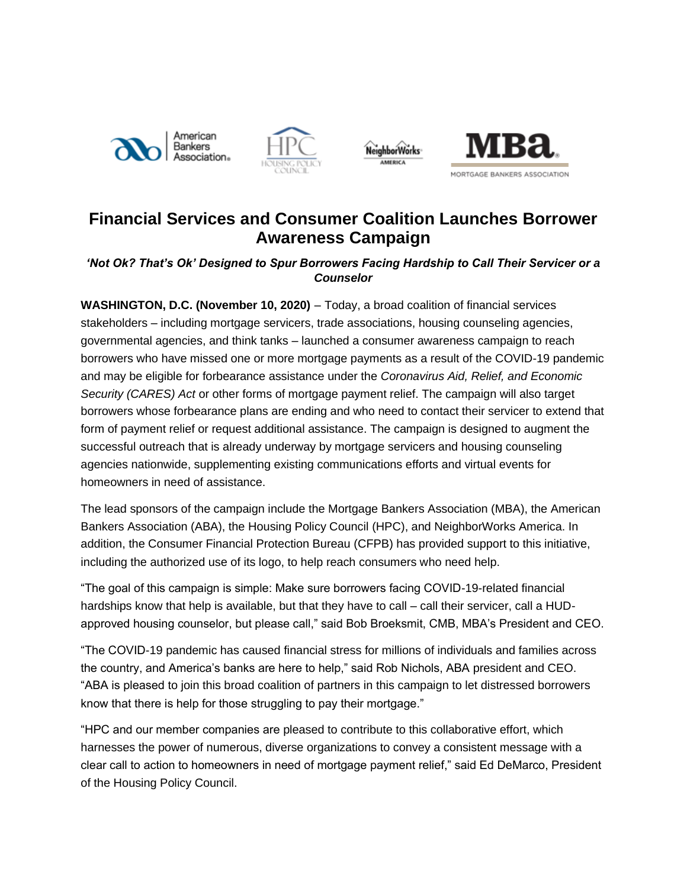# Financial Services and Consumer Coalition Launches Borrower Awareness Campaign

***'Not Ok? That's Ok' Designed to Spur Borrowers Facing Hardship to Call Their Servicer or a Counselor***

**WASHINGTON, D.C. (November 10, 2020)** – Today, a broad coalition of financial services stakeholders – including mortgage servicers, trade associations, housing counseling agencies, governmental agencies, and think tanks – launched a consumer awareness campaign to reach borrowers who have missed one or more mortgage payments as a result of the COVID-19 pandemic and may be eligible for forbearance assistance under the *Coronavirus Aid, Relief, and Economic Security (CARES) Act* or other forms of mortgage payment relief. The campaign will also target borrowers whose forbearance plans are ending and who need to contact their servicer to extend that form of payment relief or request additional assistance. The campaign is designed to augment the successful outreach that is already underway by mortgage servicers and housing counseling agencies nationwide, supplementing existing communications efforts and virtual events for homeowners in need of assistance.

The lead sponsors of the campaign include the Mortgage Bankers Association (MBA), the American Bankers Association (ABA), the Housing Policy Council (HPC), and NeighborWorks America. In addition, the Consumer Financial Protection Bureau (CFPB) has provided support to this initiative, including the authorized use of its logo, to help reach consumers who need help.

"The goal of this campaign is simple: Make sure borrowers facing COVID-19-related financial hardships know that help is available, but that they have to call – call their servicer, call a HUD-approved housing counselor, but please call," said Bob Broeksmit, CMB, MBA's President and CEO.

"The COVID-19 pandemic has caused financial stress for millions of individuals and families across the country, and America's banks are here to help," said Rob Nichols, ABA president and CEO. "ABA is pleased to join this broad coalition of partners in this campaign to let distressed borrowers know that there is help for those struggling to pay their mortgage."

"HPC and our member companies are pleased to contribute to this collaborative effort, which harnesses the power of numerous, diverse organizations to convey a consistent message with a clear call to action to homeowners in need of mortgage payment relief," said Ed DeMarco, President of the Housing Policy Council.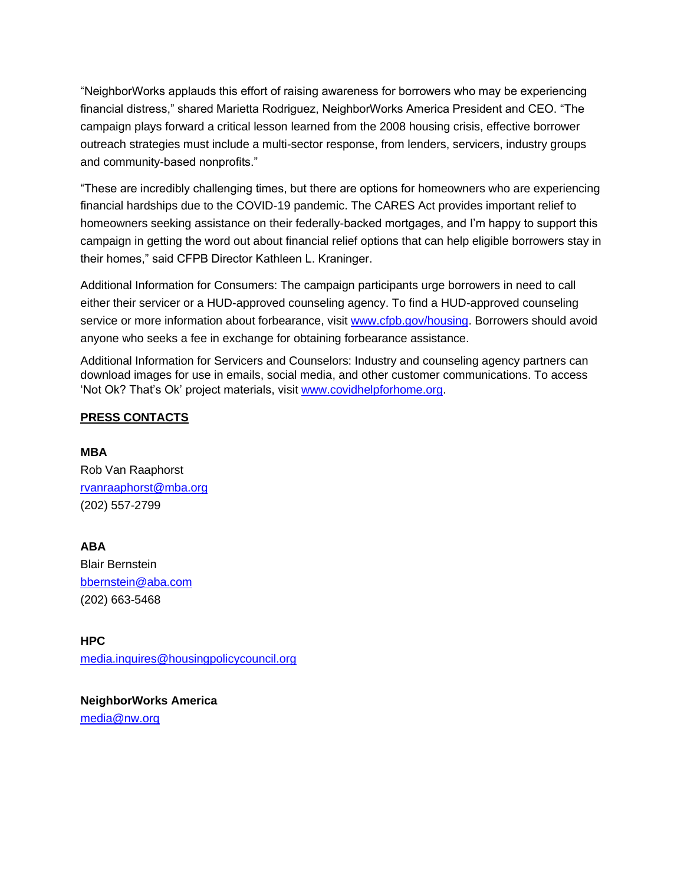"NeighborWorks applauds this effort of raising awareness for borrowers who may be experiencing financial distress," shared Marietta Rodriguez, NeighborWorks America President and CEO. "The campaign plays forward a critical lesson learned from the 2008 housing crisis, effective borrower outreach strategies must include a multi-sector response, from lenders, servicers, industry groups and community-based nonprofits."

"These are incredibly challenging times, but there are options for homeowners who are experiencing financial hardships due to the COVID-19 pandemic. The CARES Act provides important relief to homeowners seeking assistance on their federally-backed mortgages, and I'm happy to support this campaign in getting the word out about financial relief options that can help eligible borrowers stay in their homes," said CFPB Director Kathleen L. Kraninger.

Additional Information for Consumers: The campaign participants urge borrowers in need to call either their servicer or a HUD-approved counseling agency. To find a HUD-approved counseling service or more information about forbearance, visit [www.cfpb.gov/housing](www.cfpb.gov/housing). Borrowers should avoid anyone who seeks a fee in exchange for obtaining forbearance assistance.

Additional Information for Servicers and Counselors: Industry and counseling agency partners can download images for use in emails, social media, and other customer communications. To access 'Not Ok? That's Ok' project materials, visit [www.covidhelpforhome.org](www.covidhelpforhome.org).

## PRESS CONTACTS

**MBA**
Rob Van Raaphorst
rvanraaphorst@mba.org
(202) 557-2799

**ABA**
Blair Bernstein
bbernstein@aba.com
(202) 663-5468

**HPC**
media.inquires@housingpolicycouncil.org

**NeighborWorks America**
media@nw.org